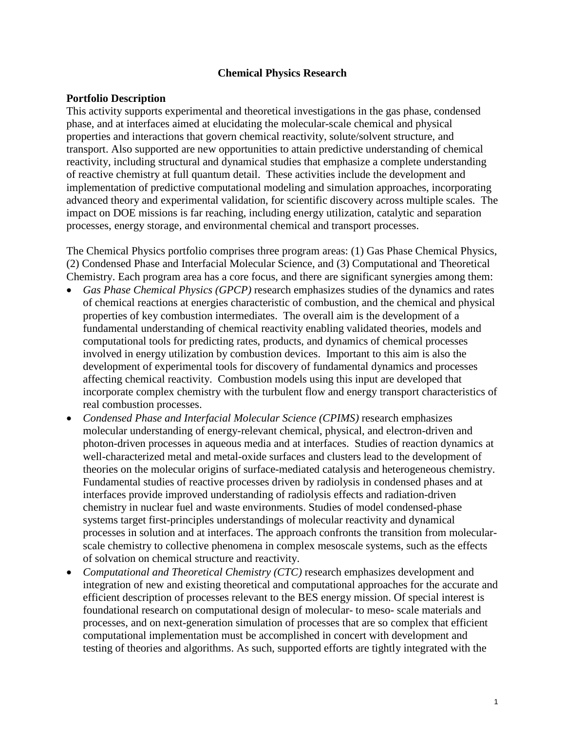# Chemical Physics Research

## Portfolio Description

This activity supports experimental and theoretical investigations in the gas phase, condensed phase, and at interfaces aimed at elucidating the molecular-scale chemical and physical properties and interactions that govern chemical reactivity, solute/solvent structure, and transport. Also supported are new opportunities to attain predictive understanding of chemical reactivity, including structural and dynamical studies that emphasize a complete understanding of reactive chemistry at full quantum detail. These activities include the development and implementation of predictive computational modeling and simulation approaches, incorporating advanced theory and experimental validation, for scientific discovery across multiple scales. The impact on DOE missions is far reaching, including energy utilization, catalytic and separation processes, energy storage, and environmental chemical and transport processes.

The Chemical Physics portfolio comprises three program areas: (1) Gas Phase Chemical Physics, (2) Condensed Phase and Interfacial Molecular Science, and (3) Computational and Theoretical Chemistry. Each program area has a core focus, and there are significant synergies among them:

- *Gas Phase Chemical Physics (GPCP)* research emphasizes studies of the dynamics and rates of chemical reactions at energies characteristic of combustion, and the chemical and physical properties of key combustion intermediates. The overall aim is the development of a fundamental understanding of chemical reactivity enabling validated theories, models and computational tools for predicting rates, products, and dynamics of chemical processes involved in energy utilization by combustion devices. Important to this aim is also the development of experimental tools for discovery of fundamental dynamics and processes affecting chemical reactivity. Combustion models using this input are developed that incorporate complex chemistry with the turbulent flow and energy transport characteristics of real combustion processes.
- *Condensed Phase and Interfacial Molecular Science (CPIMS)* research emphasizes molecular understanding of energy-relevant chemical, physical, and electron-driven and photon-driven processes in aqueous media and at interfaces. Studies of reaction dynamics at well-characterized metal and metal-oxide surfaces and clusters lead to the development of theories on the molecular origins of surface-mediated catalysis and heterogeneous chemistry. Fundamental studies of reactive processes driven by radiolysis in condensed phases and at interfaces provide improved understanding of radiolysis effects and radiation-driven chemistry in nuclear fuel and waste environments. Studies of model condensed-phase systems target first-principles understandings of molecular reactivity and dynamical processes in solution and at interfaces. The approach confronts the transition from molecular-scale chemistry to collective phenomena in complex mesoscale systems, such as the effects of solvation on chemical structure and reactivity.
- *Computational and Theoretical Chemistry (CTC)* research emphasizes development and integration of new and existing theoretical and computational approaches for the accurate and efficient description of processes relevant to the BES energy mission. Of special interest is foundational research on computational design of molecular- to meso- scale materials and processes, and on next-generation simulation of processes that are so complex that efficient computational implementation must be accomplished in concert with development and testing of theories and algorithms. As such, supported efforts are tightly integrated with the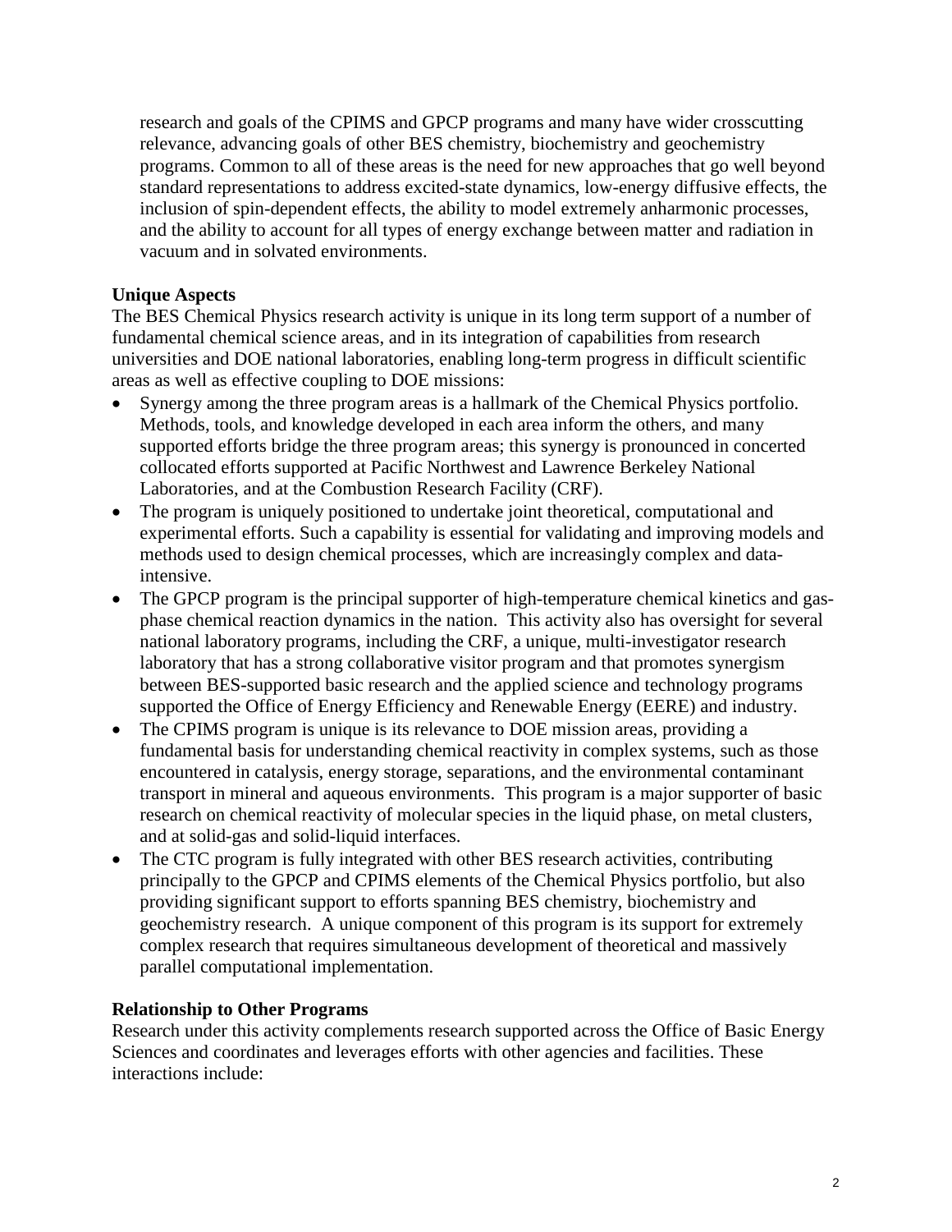research and goals of the CPIMS and GPCP programs and many have wider crosscutting relevance, advancing goals of other BES chemistry, biochemistry and geochemistry programs. Common to all of these areas is the need for new approaches that go well beyond standard representations to address excited-state dynamics, low-energy diffusive effects, the inclusion of spin-dependent effects, the ability to model extremely anharmonic processes, and the ability to account for all types of energy exchange between matter and radiation in vacuum and in solvated environments.

**Unique Aspects**

The BES Chemical Physics research activity is unique in its long term support of a number of fundamental chemical science areas, and in its integration of capabilities from research universities and DOE national laboratories, enabling long-term progress in difficult scientific areas as well as effective coupling to DOE missions:

- Synergy among the three program areas is a hallmark of the Chemical Physics portfolio. Methods, tools, and knowledge developed in each area inform the others, and many supported efforts bridge the three program areas; this synergy is pronounced in concerted collocated efforts supported at Pacific Northwest and Lawrence Berkeley National Laboratories, and at the Combustion Research Facility (CRF).
- The program is uniquely positioned to undertake joint theoretical, computational and experimental efforts. Such a capability is essential for validating and improving models and methods used to design chemical processes, which are increasingly complex and data-intensive.
- The GPCP program is the principal supporter of high-temperature chemical kinetics and gas-phase chemical reaction dynamics in the nation. This activity also has oversight for several national laboratory programs, including the CRF, a unique, multi-investigator research laboratory that has a strong collaborative visitor program and that promotes synergism between BES-supported basic research and the applied science and technology programs supported the Office of Energy Efficiency and Renewable Energy (EERE) and industry.
- The CPIMS program is unique is its relevance to DOE mission areas, providing a fundamental basis for understanding chemical reactivity in complex systems, such as those encountered in catalysis, energy storage, separations, and the environmental contaminant transport in mineral and aqueous environments. This program is a major supporter of basic research on chemical reactivity of molecular species in the liquid phase, on metal clusters, and at solid-gas and solid-liquid interfaces.
- The CTC program is fully integrated with other BES research activities, contributing principally to the GPCP and CPIMS elements of the Chemical Physics portfolio, but also providing significant support to efforts spanning BES chemistry, biochemistry and geochemistry research. A unique component of this program is its support for extremely complex research that requires simultaneous development of theoretical and massively parallel computational implementation.

**Relationship to Other Programs**

Research under this activity complements research supported across the Office of Basic Energy Sciences and coordinates and leverages efforts with other agencies and facilities. These interactions include: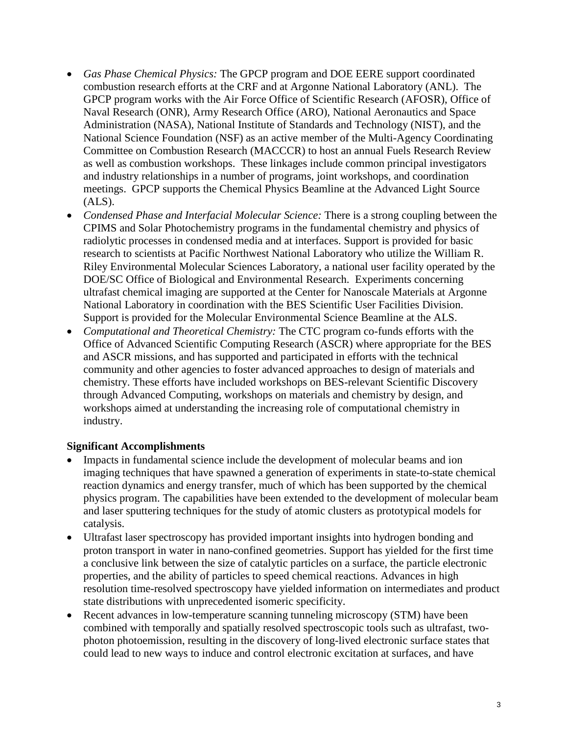- *Gas Phase Chemical Physics:* The GPCP program and DOE EERE support coordinated combustion research efforts at the CRF and at Argonne National Laboratory (ANL). The GPCP program works with the Air Force Office of Scientific Research (AFOSR), Office of Naval Research (ONR), Army Research Office (ARO), National Aeronautics and Space Administration (NASA), National Institute of Standards and Technology (NIST), and the National Science Foundation (NSF) as an active member of the Multi-Agency Coordinating Committee on Combustion Research (MACCCR) to host an annual Fuels Research Review as well as combustion workshops. These linkages include common principal investigators and industry relationships in a number of programs, joint workshops, and coordination meetings. GPCP supports the Chemical Physics Beamline at the Advanced Light Source (ALS).
- *Condensed Phase and Interfacial Molecular Science:* There is a strong coupling between the CPIMS and Solar Photochemistry programs in the fundamental chemistry and physics of radiolytic processes in condensed media and at interfaces. Support is provided for basic research to scientists at Pacific Northwest National Laboratory who utilize the William R. Riley Environmental Molecular Sciences Laboratory, a national user facility operated by the DOE/SC Office of Biological and Environmental Research. Experiments concerning ultrafast chemical imaging are supported at the Center for Nanoscale Materials at Argonne National Laboratory in coordination with the BES Scientific User Facilities Division. Support is provided for the Molecular Environmental Science Beamline at the ALS.
- *Computational and Theoretical Chemistry:* The CTC program co-funds efforts with the Office of Advanced Scientific Computing Research (ASCR) where appropriate for the BES and ASCR missions, and has supported and participated in efforts with the technical community and other agencies to foster advanced approaches to design of materials and chemistry. These efforts have included workshops on BES-relevant Scientific Discovery through Advanced Computing, workshops on materials and chemistry by design, and workshops aimed at understanding the increasing role of computational chemistry in industry.

**Significant Accomplishments**

- Impacts in fundamental science include the development of molecular beams and ion imaging techniques that have spawned a generation of experiments in state-to-state chemical reaction dynamics and energy transfer, much of which has been supported by the chemical physics program. The capabilities have been extended to the development of molecular beam and laser sputtering techniques for the study of atomic clusters as prototypical models for catalysis.
- Ultrafast laser spectroscopy has provided important insights into hydrogen bonding and proton transport in water in nano-confined geometries. Support has yielded for the first time a conclusive link between the size of catalytic particles on a surface, the particle electronic properties, and the ability of particles to speed chemical reactions. Advances in high resolution time-resolved spectroscopy have yielded information on intermediates and product state distributions with unprecedented isomeric specificity.
- Recent advances in low-temperature scanning tunneling microscopy (STM) have been combined with temporally and spatially resolved spectroscopic tools such as ultrafast, two-photon photoemission, resulting in the discovery of long-lived electronic surface states that could lead to new ways to induce and control electronic excitation at surfaces, and have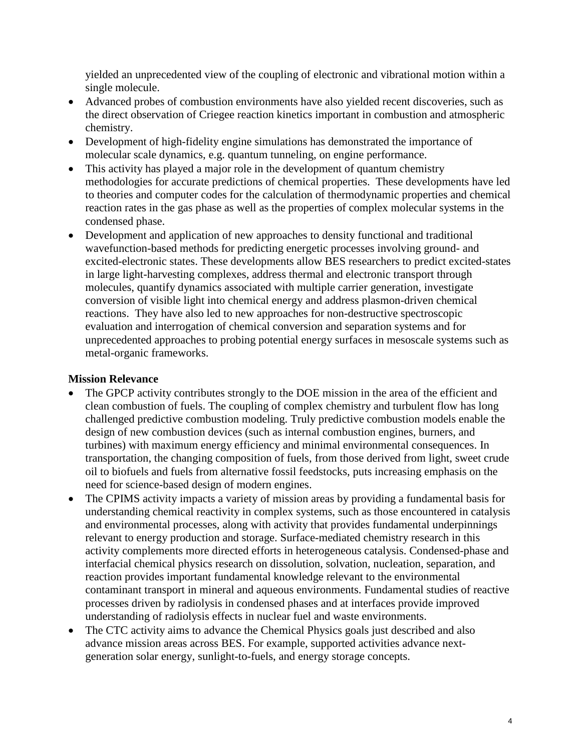yielded an unprecedented view of the coupling of electronic and vibrational motion within a single molecule.

- Advanced probes of combustion environments have also yielded recent discoveries, such as the direct observation of Criegee reaction kinetics important in combustion and atmospheric chemistry.
- Development of high-fidelity engine simulations has demonstrated the importance of molecular scale dynamics, e.g. quantum tunneling, on engine performance.
- This activity has played a major role in the development of quantum chemistry methodologies for accurate predictions of chemical properties. These developments have led to theories and computer codes for the calculation of thermodynamic properties and chemical reaction rates in the gas phase as well as the properties of complex molecular systems in the condensed phase.
- Development and application of new approaches to density functional and traditional wavefunction-based methods for predicting energetic processes involving ground- and excited-electronic states. These developments allow BES researchers to predict excited-states in large light-harvesting complexes, address thermal and electronic transport through molecules, quantify dynamics associated with multiple carrier generation, investigate conversion of visible light into chemical energy and address plasmon-driven chemical reactions. They have also led to new approaches for non-destructive spectroscopic evaluation and interrogation of chemical conversion and separation systems and for unprecedented approaches to probing potential energy surfaces in mesoscale systems such as metal-organic frameworks.

**Mission Relevance**

- The GPCP activity contributes strongly to the DOE mission in the area of the efficient and clean combustion of fuels. The coupling of complex chemistry and turbulent flow has long challenged predictive combustion modeling. Truly predictive combustion models enable the design of new combustion devices (such as internal combustion engines, burners, and turbines) with maximum energy efficiency and minimal environmental consequences. In transportation, the changing composition of fuels, from those derived from light, sweet crude oil to biofuels and fuels from alternative fossil feedstocks, puts increasing emphasis on the need for science-based design of modern engines.
- The CPIMS activity impacts a variety of mission areas by providing a fundamental basis for understanding chemical reactivity in complex systems, such as those encountered in catalysis and environmental processes, along with activity that provides fundamental underpinnings relevant to energy production and storage. Surface-mediated chemistry research in this activity complements more directed efforts in heterogeneous catalysis. Condensed-phase and interfacial chemical physics research on dissolution, solvation, nucleation, separation, and reaction provides important fundamental knowledge relevant to the environmental contaminant transport in mineral and aqueous environments. Fundamental studies of reactive processes driven by radiolysis in condensed phases and at interfaces provide improved understanding of radiolysis effects in nuclear fuel and waste environments.
- The CTC activity aims to advance the Chemical Physics goals just described and also advance mission areas across BES. For example, supported activities advance next-generation solar energy, sunlight-to-fuels, and energy storage concepts.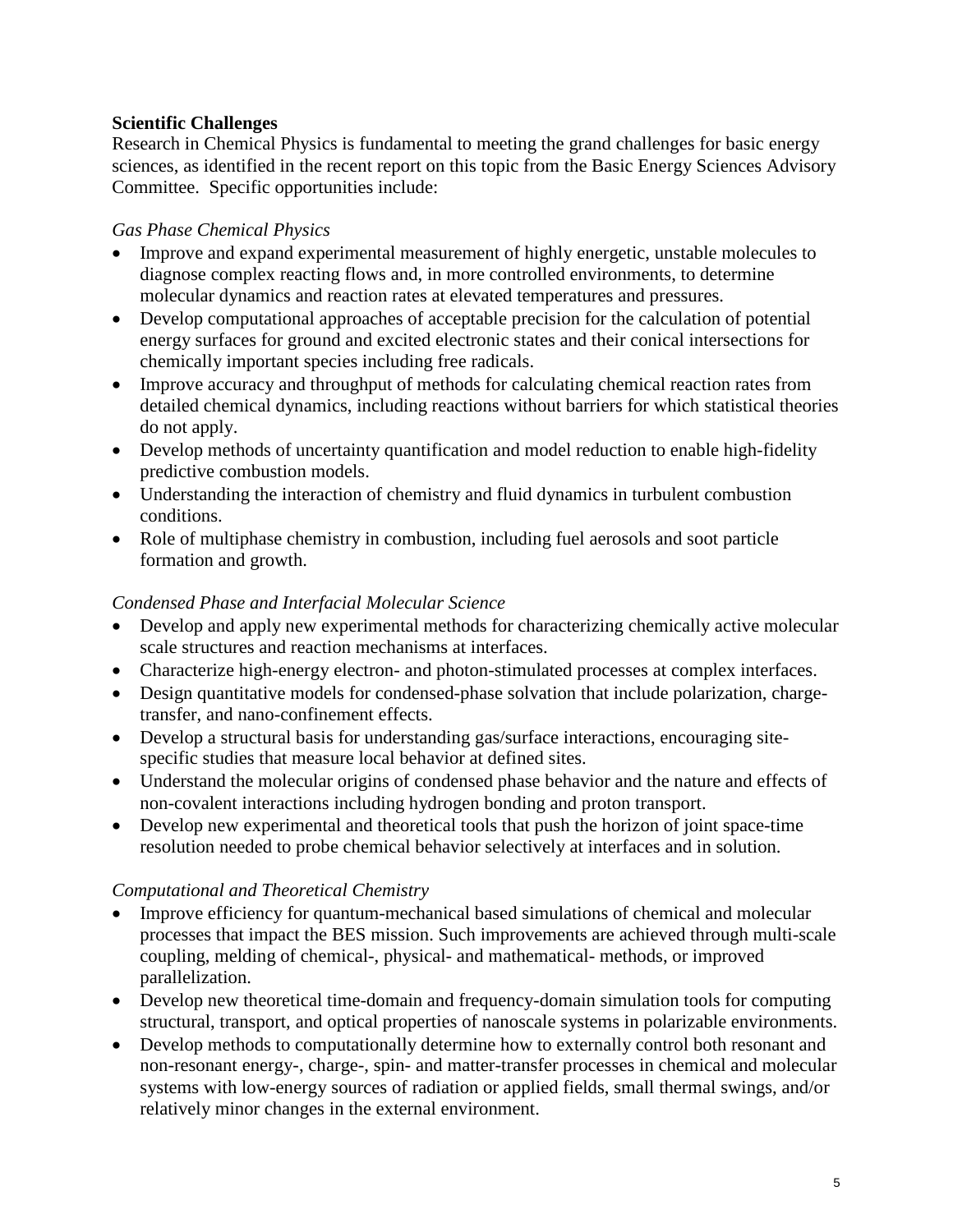**Scientific Challenges**

Research in Chemical Physics is fundamental to meeting the grand challenges for basic energy sciences, as identified in the recent report on this topic from the Basic Energy Sciences Advisory Committee. Specific opportunities include:

*Gas Phase Chemical Physics*

- Improve and expand experimental measurement of highly energetic, unstable molecules to diagnose complex reacting flows and, in more controlled environments, to determine molecular dynamics and reaction rates at elevated temperatures and pressures.
- Develop computational approaches of acceptable precision for the calculation of potential energy surfaces for ground and excited electronic states and their conical intersections for chemically important species including free radicals.
- Improve accuracy and throughput of methods for calculating chemical reaction rates from detailed chemical dynamics, including reactions without barriers for which statistical theories do not apply.
- Develop methods of uncertainty quantification and model reduction to enable high-fidelity predictive combustion models.
- Understanding the interaction of chemistry and fluid dynamics in turbulent combustion conditions.
- Role of multiphase chemistry in combustion, including fuel aerosols and soot particle formation and growth.

*Condensed Phase and Interfacial Molecular Science*

- Develop and apply new experimental methods for characterizing chemically active molecular scale structures and reaction mechanisms at interfaces.
- Characterize high-energy electron- and photon-stimulated processes at complex interfaces.
- Design quantitative models for condensed-phase solvation that include polarization, charge-transfer, and nano-confinement effects.
- Develop a structural basis for understanding gas/surface interactions, encouraging site-specific studies that measure local behavior at defined sites.
- Understand the molecular origins of condensed phase behavior and the nature and effects of non-covalent interactions including hydrogen bonding and proton transport.
- Develop new experimental and theoretical tools that push the horizon of joint space-time resolution needed to probe chemical behavior selectively at interfaces and in solution.

*Computational and Theoretical Chemistry*

- Improve efficiency for quantum-mechanical based simulations of chemical and molecular processes that impact the BES mission. Such improvements are achieved through multi-scale coupling, melding of chemical-, physical- and mathematical- methods, or improved parallelization.
- Develop new theoretical time-domain and frequency-domain simulation tools for computing structural, transport, and optical properties of nanoscale systems in polarizable environments.
- Develop methods to computationally determine how to externally control both resonant and non-resonant energy-, charge-, spin- and matter-transfer processes in chemical and molecular systems with low-energy sources of radiation or applied fields, small thermal swings, and/or relatively minor changes in the external environment.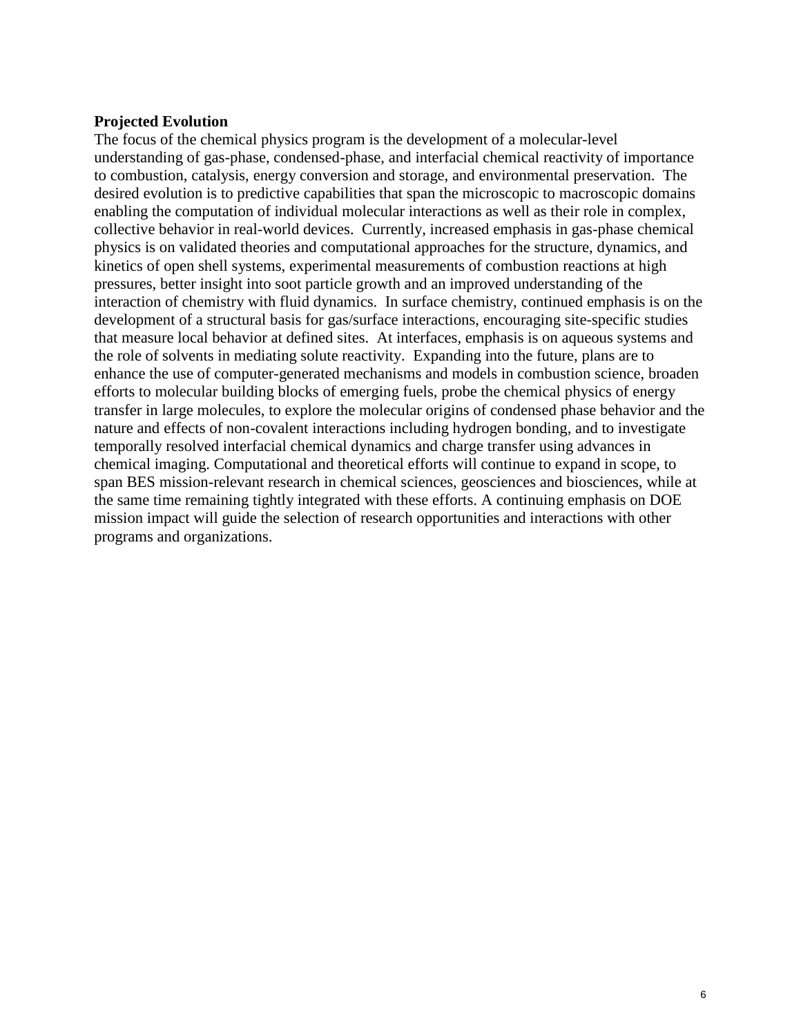**Projected Evolution**

The focus of the chemical physics program is the development of a molecular-level understanding of gas-phase, condensed-phase, and interfacial chemical reactivity of importance to combustion, catalysis, energy conversion and storage, and environmental preservation. The desired evolution is to predictive capabilities that span the microscopic to macroscopic domains enabling the computation of individual molecular interactions as well as their role in complex, collective behavior in real-world devices. Currently, increased emphasis in gas-phase chemical physics is on validated theories and computational approaches for the structure, dynamics, and kinetics of open shell systems, experimental measurements of combustion reactions at high pressures, better insight into soot particle growth and an improved understanding of the interaction of chemistry with fluid dynamics. In surface chemistry, continued emphasis is on the development of a structural basis for gas/surface interactions, encouraging site-specific studies that measure local behavior at defined sites. At interfaces, emphasis is on aqueous systems and the role of solvents in mediating solute reactivity. Expanding into the future, plans are to enhance the use of computer-generated mechanisms and models in combustion science, broaden efforts to molecular building blocks of emerging fuels, probe the chemical physics of energy transfer in large molecules, to explore the molecular origins of condensed phase behavior and the nature and effects of non-covalent interactions including hydrogen bonding, and to investigate temporally resolved interfacial chemical dynamics and charge transfer using advances in chemical imaging. Computational and theoretical efforts will continue to expand in scope, to span BES mission-relevant research in chemical sciences, geosciences and biosciences, while at the same time remaining tightly integrated with these efforts. A continuing emphasis on DOE mission impact will guide the selection of research opportunities and interactions with other programs and organizations.